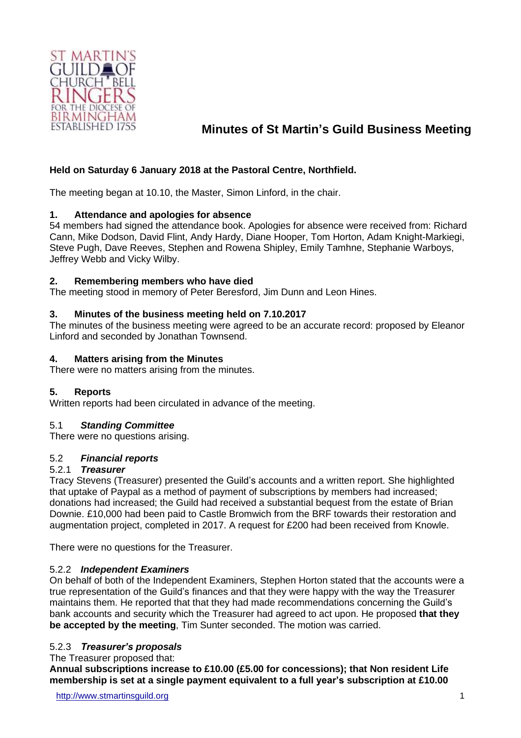# Minutes of St Martin's Guild Business Meeting

**Held on Saturday 6 January 2018 at the Pastoral Centre, Northfield.**

The meeting began at 10.10, the Master, Simon Linford, in the chair.

### 1. Attendance and apologies for absence

54 members had signed the attendance book. Apologies for absence were received from: Richard Cann, Mike Dodson, David Flint, Andy Hardy, Diane Hooper, Tom Horton, Adam Knight-Markiegi, Steve Pugh, Dave Reeves, Stephen and Rowena Shipley, Emily Tamhne, Stephanie Warboys, Jeffrey Webb and Vicky Wilby.

### 2. Remembering members who have died

The meeting stood in memory of Peter Beresford, Jim Dunn and Leon Hines.

### 3. Minutes of the business meeting held on 7.10.2017

The minutes of the business meeting were agreed to be an accurate record: proposed by Eleanor Linford and seconded by Jonathan Townsend.

### 4. Matters arising from the Minutes

There were no matters arising from the minutes.

### 5. Reports

Written reports had been circulated in advance of the meeting.

#### 5.1 *Standing Committee*

There were no questions arising.

#### 5.2 *Financial reports*

##### 5.2.1 *Treasurer*

Tracy Stevens (Treasurer) presented the Guild's accounts and a written report. She highlighted that uptake of Paypal as a method of payment of subscriptions by members had increased; donations had increased; the Guild had received a substantial bequest from the estate of Brian Downie. £10,000 had been paid to Castle Bromwich from the BRF towards their restoration and augmentation project, completed in 2017. A request for £200 had been received from Knowle.

There were no questions for the Treasurer.

##### 5.2.2 *Independent Examiners*

On behalf of both of the Independent Examiners, Stephen Horton stated that the accounts were a true representation of the Guild's finances and that they were happy with the way the Treasurer maintains them. He reported that that they had made recommendations concerning the Guild's bank accounts and security which the Treasurer had agreed to act upon. He proposed **that they be accepted by the meeting**, Tim Sunter seconded. The motion was carried.

##### 5.2.3 *Treasurer's proposals*

The Treasurer proposed that:

**Annual subscriptions increase to £10.00 (£5.00 for concessions); that Non resident Life membership is set at a single payment equivalent to a full year's subscription at £10.00**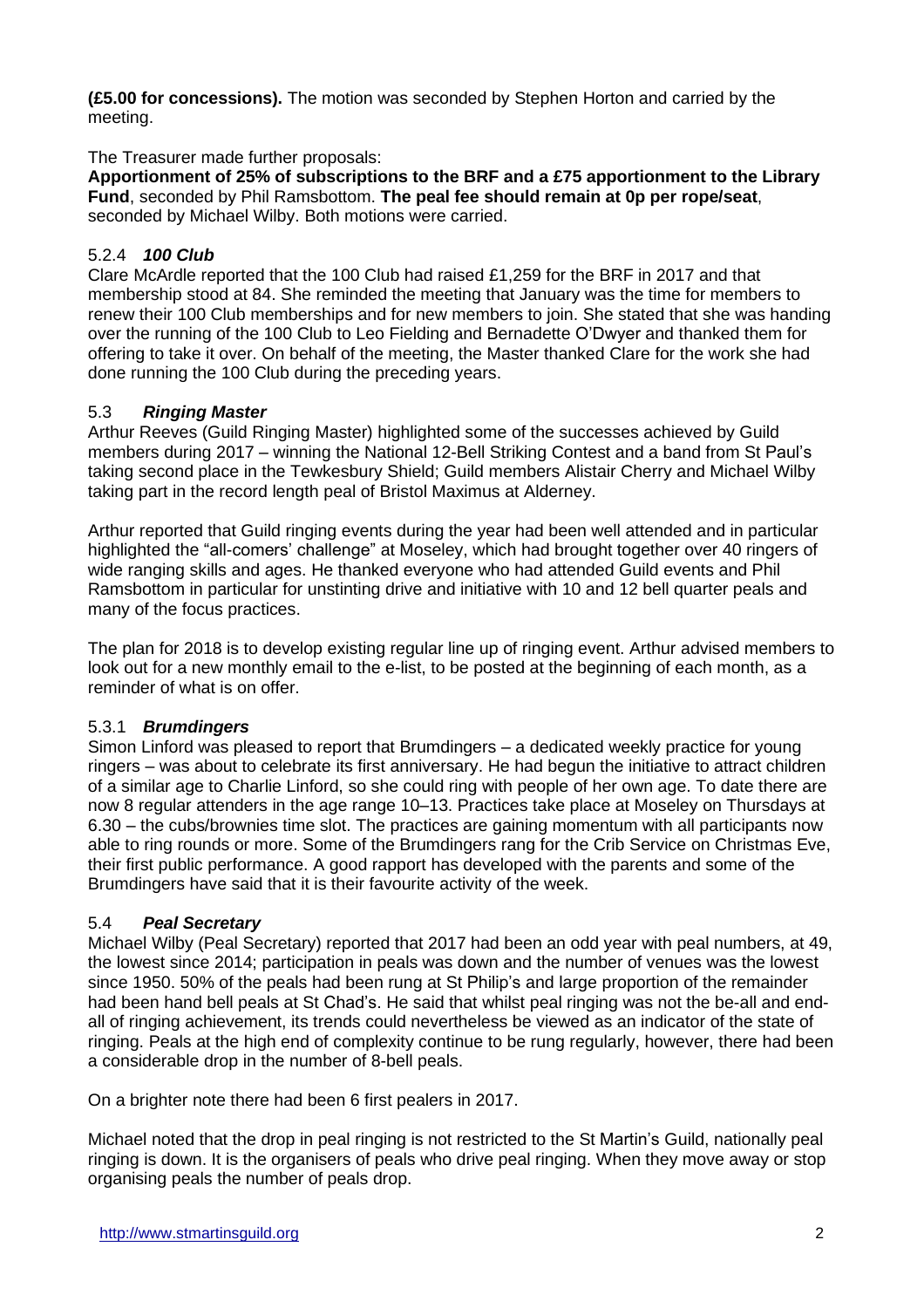**(£5.00 for concessions).** The motion was seconded by Stephen Horton and carried by the meeting.

The Treasurer made further proposals:
**Apportionment of 25% of subscriptions to the BRF and a £75 apportionment to the Library Fund**, seconded by Phil Ramsbottom. **The peal fee should remain at 0p per rope/seat**, seconded by Michael Wilby. Both motions were carried.

### 5.2.4 *100 Club*

Clare McArdle reported that the 100 Club had raised £1,259 for the BRF in 2017 and that membership stood at 84. She reminded the meeting that January was the time for members to renew their 100 Club memberships and for new members to join. She stated that she was handing over the running of the 100 Club to Leo Fielding and Bernadette O'Dwyer and thanked them for offering to take it over. On behalf of the meeting, the Master thanked Clare for the work she had done running the 100 Club during the preceding years.

### 5.3 *Ringing Master*

Arthur Reeves (Guild Ringing Master) highlighted some of the successes achieved by Guild members during 2017 – winning the National 12-Bell Striking Contest and a band from St Paul's taking second place in the Tewkesbury Shield; Guild members Alistair Cherry and Michael Wilby taking part in the record length peal of Bristol Maximus at Alderney.

Arthur reported that Guild ringing events during the year had been well attended and in particular highlighted the "all-comers' challenge" at Moseley, which had brought together over 40 ringers of wide ranging skills and ages. He thanked everyone who had attended Guild events and Phil Ramsbottom in particular for unstinting drive and initiative with 10 and 12 bell quarter peals and many of the focus practices.

The plan for 2018 is to develop existing regular line up of ringing event. Arthur advised members to look out for a new monthly email to the e-list, to be posted at the beginning of each month, as a reminder of what is on offer.

### 5.3.1 *Brumdingers*

Simon Linford was pleased to report that Brumdingers – a dedicated weekly practice for young ringers – was about to celebrate its first anniversary. He had begun the initiative to attract children of a similar age to Charlie Linford, so she could ring with people of her own age. To date there are now 8 regular attenders in the age range 10–13. Practices take place at Moseley on Thursdays at 6.30 – the cubs/brownies time slot. The practices are gaining momentum with all participants now able to ring rounds or more. Some of the Brumdingers rang for the Crib Service on Christmas Eve, their first public performance. A good rapport has developed with the parents and some of the Brumdingers have said that it is their favourite activity of the week.

### 5.4 *Peal Secretary*

Michael Wilby (Peal Secretary) reported that 2017 had been an odd year with peal numbers, at 49, the lowest since 2014; participation in peals was down and the number of venues was the lowest since 1950. 50% of the peals had been rung at St Philip's and large proportion of the remainder had been hand bell peals at St Chad's. He said that whilst peal ringing was not the be-all and end-all of ringing achievement, its trends could nevertheless be viewed as an indicator of the state of ringing. Peals at the high end of complexity continue to be rung regularly, however, there had been a considerable drop in the number of 8-bell peals.

On a brighter note there had been 6 first pealers in 2017.

Michael noted that the drop in peal ringing is not restricted to the St Martin's Guild, nationally peal ringing is down. It is the organisers of peals who drive peal ringing. When they move away or stop organising peals the number of peals drop.

http://www.stmartinsguild.org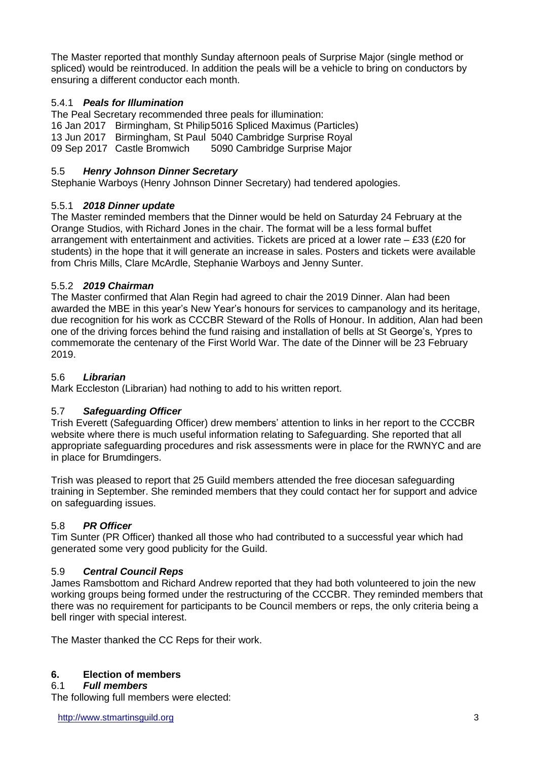The Master reported that monthly Sunday afternoon peals of Surprise Major (single method or spliced) would be reintroduced. In addition the peals will be a vehicle to bring on conductors by ensuring a different conductor each month.

### 5.4.1 ***Peals for Illumination***

The Peal Secretary recommended three peals for illumination:

| | | |
|---|---|---|
| 16 Jan 2017 | Birmingham, St Philip | 5016 Spliced Maximus (Particles) |
| 13 Jun 2017 | Birmingham, St Paul | 5040 Cambridge Surprise Royal |
| 09 Sep 2017 | Castle Bromwich | 5090 Cambridge Surprise Major |

### 5.5 ***Henry Johnson Dinner Secretary***

Stephanie Warboys (Henry Johnson Dinner Secretary) had tendered apologies.

### 5.5.1 ***2018 Dinner update***

The Master reminded members that the Dinner would be held on Saturday 24 February at the Orange Studios, with Richard Jones in the chair. The format will be a less formal buffet arrangement with entertainment and activities. Tickets are priced at a lower rate – £33 (£20 for students) in the hope that it will generate an increase in sales. Posters and tickets were available from Chris Mills, Clare McArdle, Stephanie Warboys and Jenny Sunter.

### 5.5.2 ***2019 Chairman***

The Master confirmed that Alan Regin had agreed to chair the 2019 Dinner. Alan had been awarded the MBE in this year's New Year's honours for services to campanology and its heritage, due recognition for his work as CCCBR Steward of the Rolls of Honour. In addition, Alan had been one of the driving forces behind the fund raising and installation of bells at St George's, Ypres to commemorate the centenary of the First World War. The date of the Dinner will be 23 February 2019.

### 5.6 ***Librarian***

Mark Eccleston (Librarian) had nothing to add to his written report.

### 5.7 ***Safeguarding Officer***

Trish Everett (Safeguarding Officer) drew members' attention to links in her report to the CCCBR website where there is much useful information relating to Safeguarding. She reported that all appropriate safeguarding procedures and risk assessments were in place for the RWNYC and are in place for Brumdingers.

Trish was pleased to report that 25 Guild members attended the free diocesan safeguarding training in September. She reminded members that they could contact her for support and advice on safeguarding issues.

### 5.8 ***PR Officer***

Tim Sunter (PR Officer) thanked all those who had contributed to a successful year which had generated some very good publicity for the Guild.

### 5.9 ***Central Council Reps***

James Ramsbottom and Richard Andrew reported that they had both volunteered to join the new working groups being formed under the restructuring of the CCCBR. They reminded members that there was no requirement for participants to be Council members or reps, the only criteria being a bell ringer with special interest.

The Master thanked the CC Reps for their work.

## 6. Election of members

### 6.1 ***Full members***

The following full members were elected: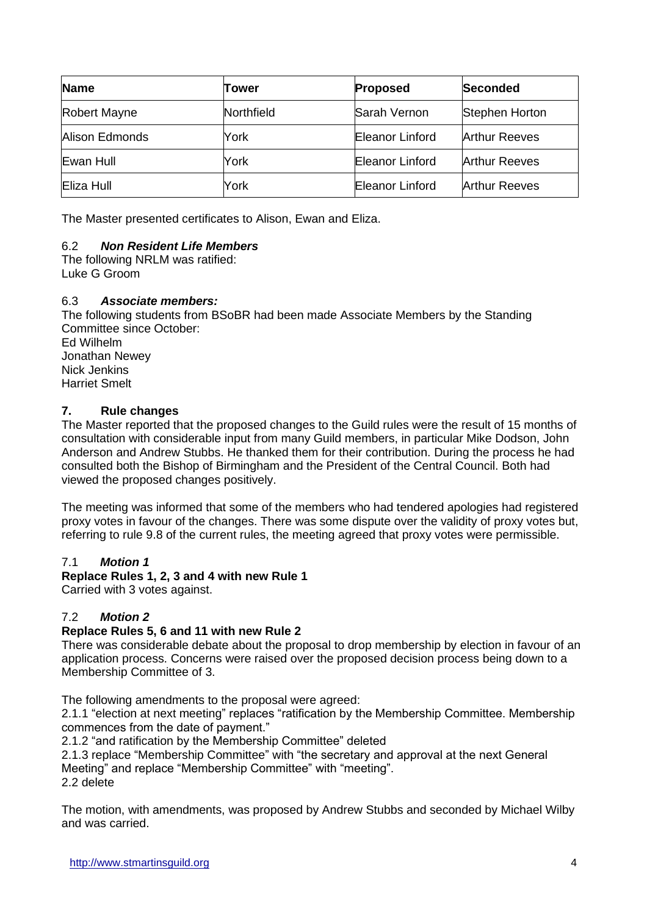| Name | Tower | Proposed | Seconded |
|---|---|---|---|
| Robert Mayne | Northfield | Sarah Vernon | Stephen Horton |
| Alison Edmonds | York | Eleanor Linford | Arthur Reeves |
| Ewan Hull | York | Eleanor Linford | Arthur Reeves |
| Eliza Hull | York | Eleanor Linford | Arthur Reeves |

The Master presented certificates to Alison, Ewan and Eliza.

### 6.2 *Non Resident Life Members*

The following NRLM was ratified:
Luke G Groom

### 6.3 *Associate members:*

The following students from BSoBR had been made Associate Members by the Standing Committee since October:
Ed Wilhelm
Jonathan Newey
Nick Jenkins
Harriet Smelt

## 7. Rule changes

The Master reported that the proposed changes to the Guild rules were the result of 15 months of consultation with considerable input from many Guild members, in particular Mike Dodson, John Anderson and Andrew Stubbs. He thanked them for their contribution. During the process he had consulted both the Bishop of Birmingham and the President of the Central Council. Both had viewed the proposed changes positively.

The meeting was informed that some of the members who had tendered apologies had registered proxy votes in favour of the changes. There was some dispute over the validity of proxy votes but, referring to rule 9.8 of the current rules, the meeting agreed that proxy votes were permissible.

### 7.1 *Motion 1*

**Replace Rules 1, 2, 3 and 4 with new Rule 1**
Carried with 3 votes against.

### 7.2 *Motion 2*

**Replace Rules 5, 6 and 11 with new Rule 2**
There was considerable debate about the proposal to drop membership by election in favour of an application process. Concerns were raised over the proposed decision process being down to a Membership Committee of 3.

The following amendments to the proposal were agreed:
2.1.1 "election at next meeting" replaces "ratification by the Membership Committee. Membership commences from the date of payment."
2.1.2 "and ratification by the Membership Committee" deleted
2.1.3 replace "Membership Committee" with "the secretary and approval at the next General Meeting" and replace "Membership Committee" with "meeting".
2.2 delete

The motion, with amendments, was proposed by Andrew Stubbs and seconded by Michael Wilby and was carried.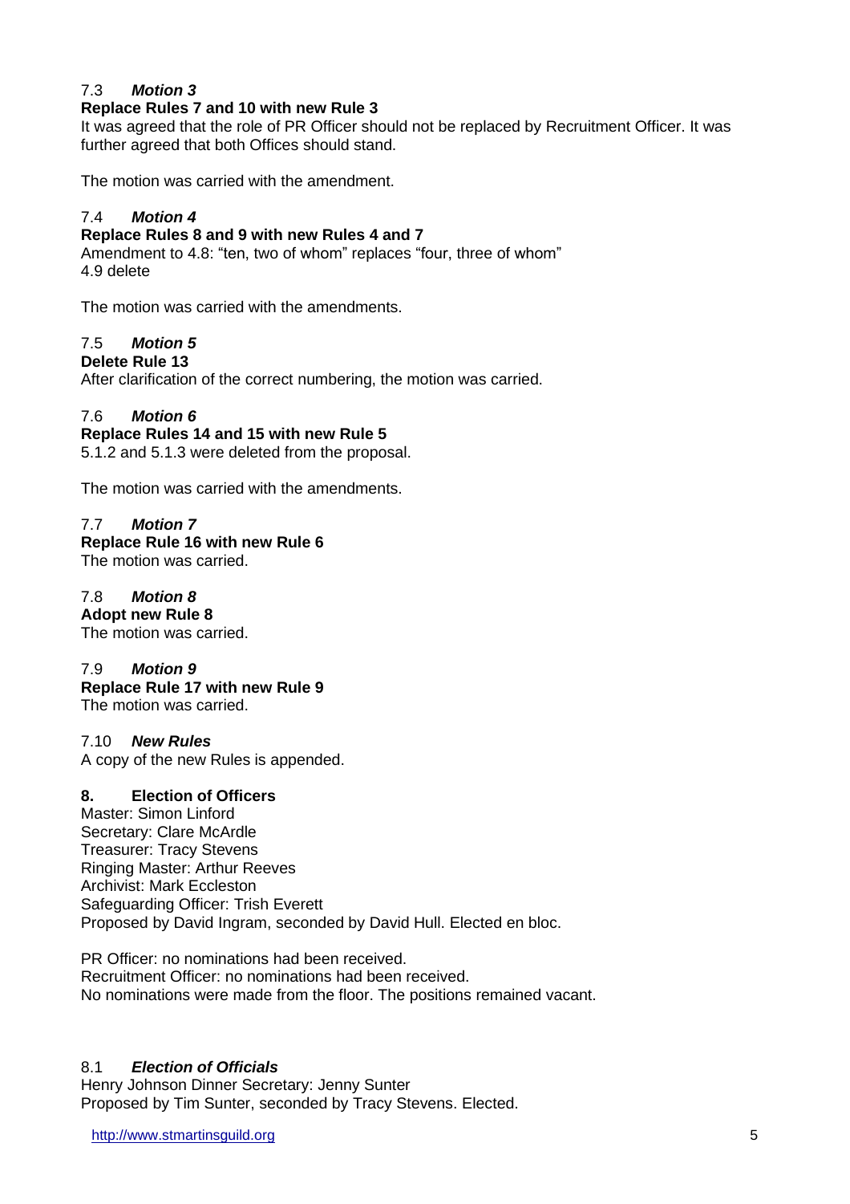### 7.3 *Motion 3*

**Replace Rules 7 and 10 with new Rule 3**

It was agreed that the role of PR Officer should not be replaced by Recruitment Officer. It was further agreed that both Offices should stand.

The motion was carried with the amendment.

### 7.4 *Motion 4*

**Replace Rules 8 and 9 with new Rules 4 and 7**

Amendment to 4.8: "ten, two of whom" replaces "four, three of whom"
4.9 delete

The motion was carried with the amendments.

### 7.5 *Motion 5*

**Delete Rule 13**

After clarification of the correct numbering, the motion was carried.

### 7.6 *Motion 6*

**Replace Rules 14 and 15 with new Rule 5**

5.1.2 and 5.1.3 were deleted from the proposal.

The motion was carried with the amendments.

### 7.7 *Motion 7*

**Replace Rule 16 with new Rule 6**

The motion was carried.

### 7.8 *Motion 8*

**Adopt new Rule 8**

The motion was carried.

### 7.9 *Motion 9*

**Replace Rule 17 with new Rule 9**

The motion was carried.

### 7.10 *New Rules*

A copy of the new Rules is appended.

## 8. Election of Officers

Master: Simon Linford
Secretary: Clare McArdle
Treasurer: Tracy Stevens
Ringing Master: Arthur Reeves
Archivist: Mark Eccleston
Safeguarding Officer: Trish Everett
Proposed by David Ingram, seconded by David Hull. Elected en bloc.

PR Officer: no nominations had been received.
Recruitment Officer: no nominations had been received.
No nominations were made from the floor. The positions remained vacant.

### 8.1 *Election of Officials*

Henry Johnson Dinner Secretary: Jenny Sunter
Proposed by Tim Sunter, seconded by Tracy Stevens. Elected.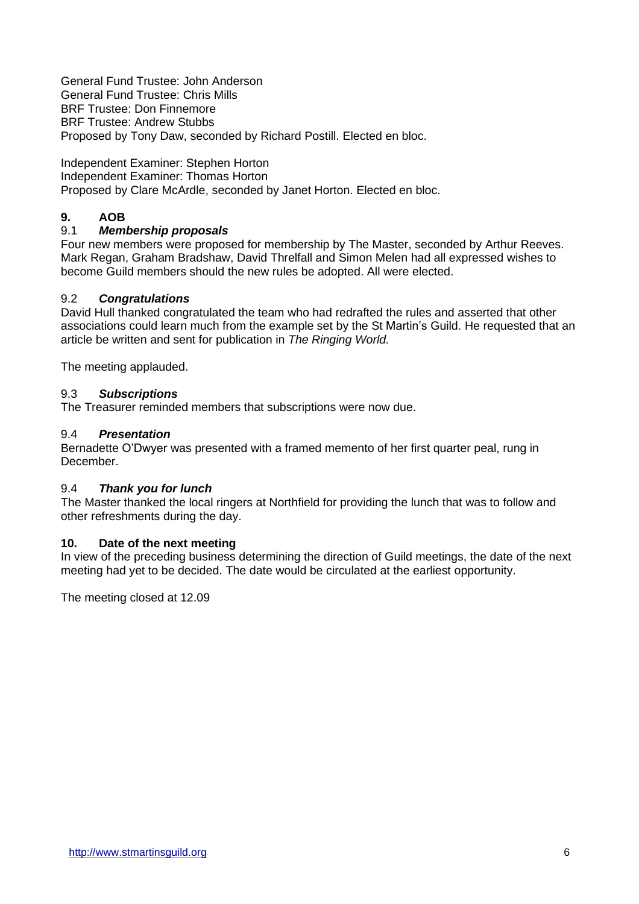General Fund Trustee: John Anderson
General Fund Trustee: Chris Mills
BRF Trustee: Don Finnemore
BRF Trustee: Andrew Stubbs
Proposed by Tony Daw, seconded by Richard Postill. Elected en bloc.

Independent Examiner: Stephen Horton
Independent Examiner: Thomas Horton
Proposed by Clare McArdle, seconded by Janet Horton. Elected en bloc.

## 9. AOB

### 9.1 *Membership proposals*

Four new members were proposed for membership by The Master, seconded by Arthur Reeves. Mark Regan, Graham Bradshaw, David Threlfall and Simon Melen had all expressed wishes to become Guild members should the new rules be adopted. All were elected.

### 9.2 *Congratulations*

David Hull thanked congratulated the team who had redrafted the rules and asserted that other associations could learn much from the example set by the St Martin's Guild. He requested that an article be written and sent for publication in *The Ringing World.*

The meeting applauded.

### 9.3 *Subscriptions*

The Treasurer reminded members that subscriptions were now due.

### 9.4 *Presentation*

Bernadette O'Dwyer was presented with a framed memento of her first quarter peal, rung in December.

### 9.4 *Thank you for lunch*

The Master thanked the local ringers at Northfield for providing the lunch that was to follow and other refreshments during the day.

## 10. Date of the next meeting

In view of the preceding business determining the direction of Guild meetings, the date of the next meeting had yet to be decided. The date would be circulated at the earliest opportunity.

The meeting closed at 12.09